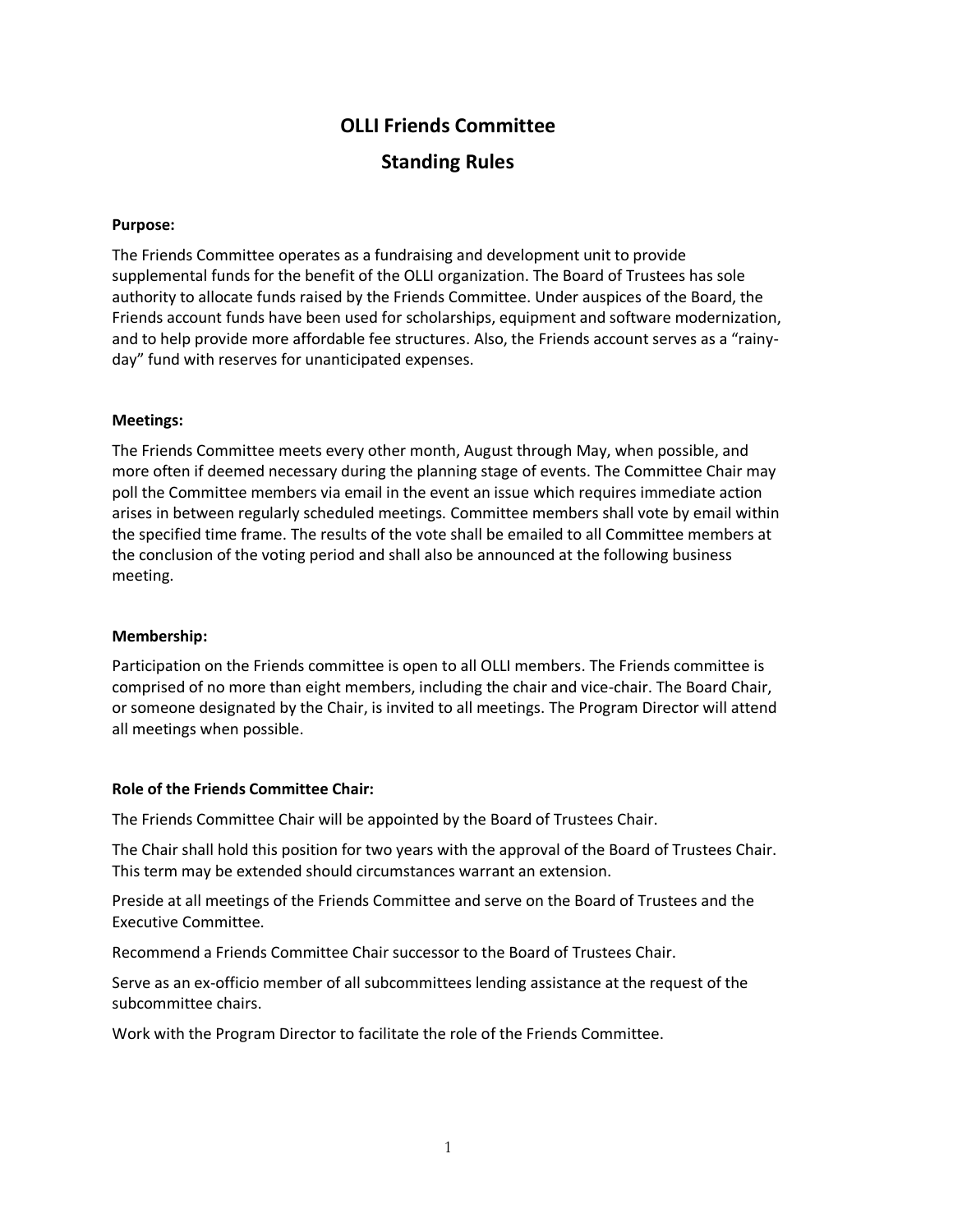# OLLI Friends Committee

## Standing Rules

**Purpose:**

The Friends Committee operates as a fundraising and development unit to provide supplemental funds for the benefit of the OLLI organization. The Board of Trustees has sole authority to allocate funds raised by the Friends Committee. Under auspices of the Board, the Friends account funds have been used for scholarships, equipment and software modernization, and to help provide more affordable fee structures. Also, the Friends account serves as a "rainy-day" fund with reserves for unanticipated expenses.

**Meetings:**

The Friends Committee meets every other month, August through May, when possible, and more often if deemed necessary during the planning stage of events. The Committee Chair may poll the Committee members via email in the event an issue which requires immediate action arises in between regularly scheduled meetings. Committee members shall vote by email within the specified time frame. The results of the vote shall be emailed to all Committee members at the conclusion of the voting period and shall also be announced at the following business meeting.

**Membership:**

Participation on the Friends committee is open to all OLLI members. The Friends committee is comprised of no more than eight members, including the chair and vice-chair. The Board Chair, or someone designated by the Chair, is invited to all meetings. The Program Director will attend all meetings when possible.

**Role of the Friends Committee Chair:**

The Friends Committee Chair will be appointed by the Board of Trustees Chair.

The Chair shall hold this position for two years with the approval of the Board of Trustees Chair. This term may be extended should circumstances warrant an extension.

Preside at all meetings of the Friends Committee and serve on the Board of Trustees and the Executive Committee.

Recommend a Friends Committee Chair successor to the Board of Trustees Chair.

Serve as an ex-officio member of all subcommittees lending assistance at the request of the subcommittee chairs.

Work with the Program Director to facilitate the role of the Friends Committee.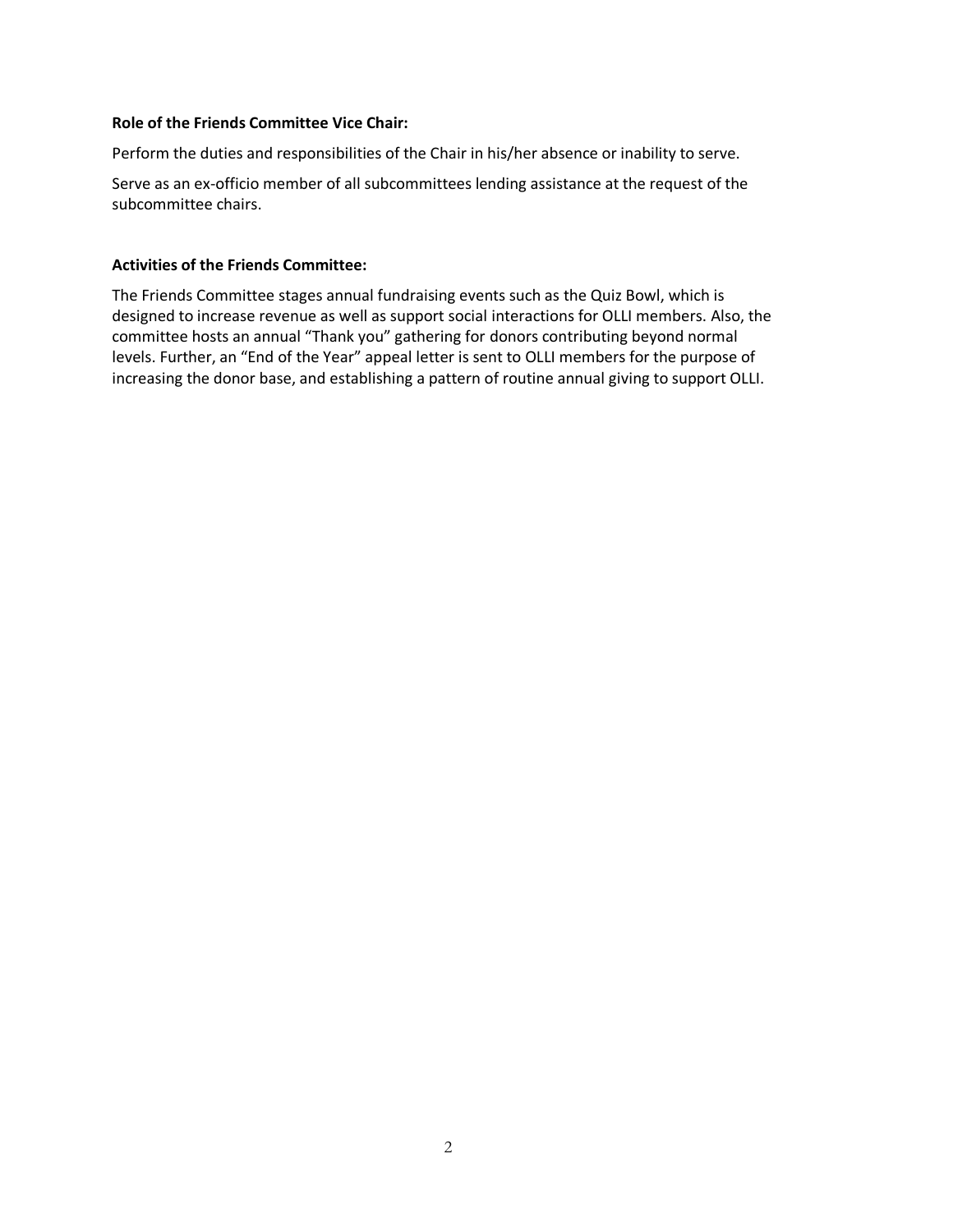**Role of the Friends Committee Vice Chair:**

Perform the duties and responsibilities of the Chair in his/her absence or inability to serve.

Serve as an ex-officio member of all subcommittees lending assistance at the request of the subcommittee chairs.

**Activities of the Friends Committee:**

The Friends Committee stages annual fundraising events such as the Quiz Bowl, which is designed to increase revenue as well as support social interactions for OLLI members. Also, the committee hosts an annual "Thank you" gathering for donors contributing beyond normal levels. Further, an "End of the Year" appeal letter is sent to OLLI members for the purpose of increasing the donor base, and establishing a pattern of routine annual giving to support OLLI.